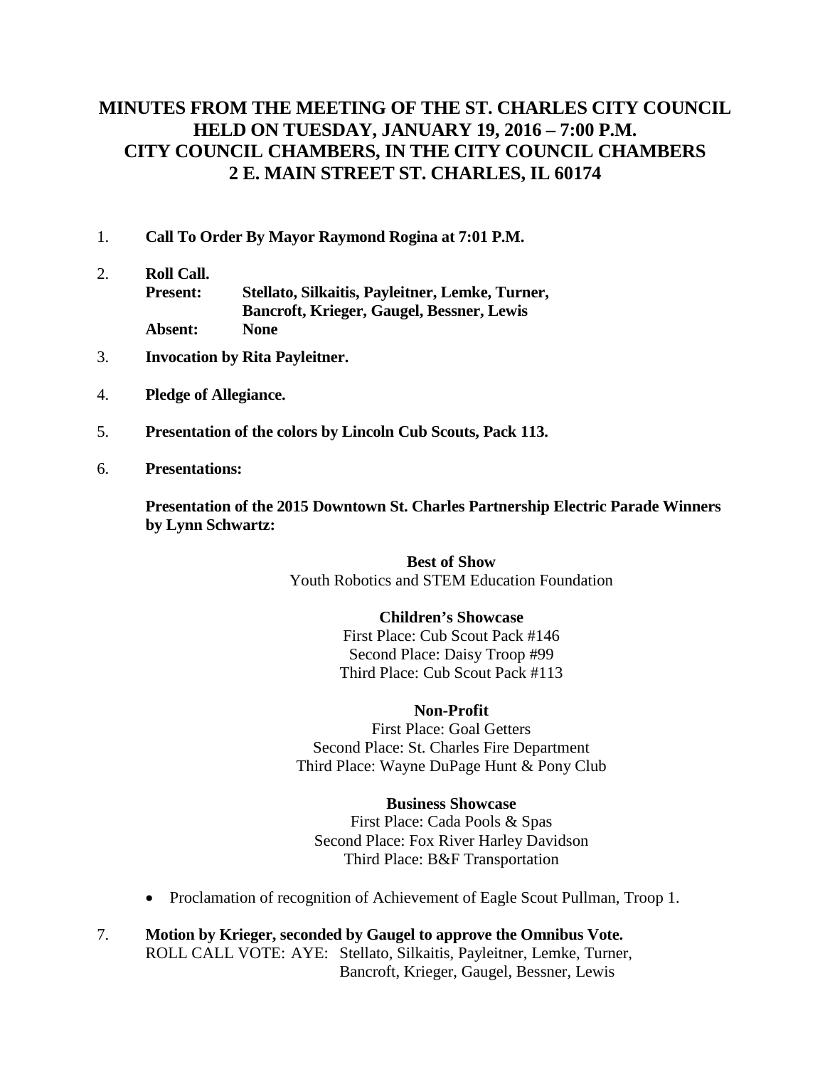# MINUTES FROM THE MEETING OF THE ST. CHARLES CITY COUNCIL HELD ON TUESDAY, JANUARY 19, 2016 – 7:00 P.M. CITY COUNCIL CHAMBERS, IN THE CITY COUNCIL CHAMBERS 2 E. MAIN STREET ST. CHARLES, IL 60174

1. **Call To Order By Mayor Raymond Rogina at 7:01 P.M.**

2. **Roll Call.**
   **Present:** **Stellato, Silkaitis, Payleitner, Lemke, Turner, Bancroft, Krieger, Gaugel, Bessner, Lewis**
   **Absent:** **None**

3. **Invocation by Rita Payleitner.**

4. **Pledge of Allegiance.**

5. **Presentation of the colors by Lincoln Cub Scouts, Pack 113.**

6. **Presentations:**

   **Presentation of the 2015 Downtown St. Charles Partnership Electric Parade Winners by Lynn Schwartz:**

   **Best of Show**
   Youth Robotics and STEM Education Foundation

   **Children's Showcase**
   First Place: Cub Scout Pack #146
   Second Place: Daisy Troop #99
   Third Place: Cub Scout Pack #113

   **Non-Profit**
   First Place: Goal Getters
   Second Place: St. Charles Fire Department
   Third Place: Wayne DuPage Hunt & Pony Club

   **Business Showcase**
   First Place: Cada Pools & Spas
   Second Place: Fox River Harley Davidson
   Third Place: B&F Transportation

   - Proclamation of recognition of Achievement of Eagle Scout Pullman, Troop 1.

7. **Motion by Krieger, seconded by Gaugel to approve the Omnibus Vote.**
   ROLL CALL VOTE: AYE: Stellato, Silkaitis, Payleitner, Lemke, Turner, Bancroft, Krieger, Gaugel, Bessner, Lewis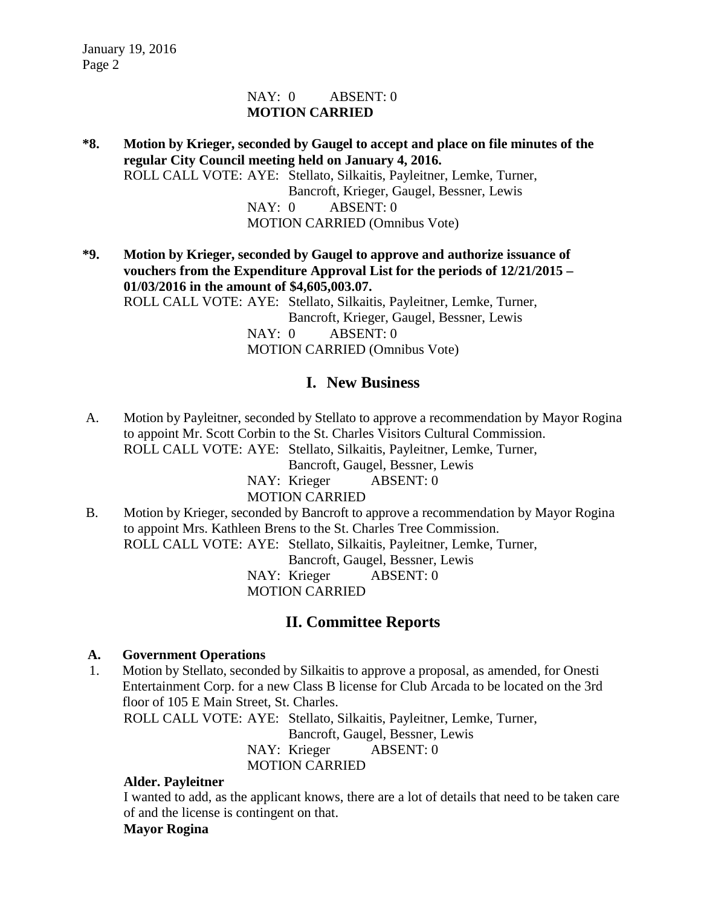NAY: 0 ABSENT: 0
**MOTION CARRIED**

**\*8. Motion by Krieger, seconded by Gaugel to accept and place on file minutes of the regular City Council meeting held on January 4, 2016.**

ROLL CALL VOTE: AYE: Stellato, Silkaitis, Payleitner, Lemke, Turner, Bancroft, Krieger, Gaugel, Bessner, Lewis
NAY: 0 ABSENT: 0
MOTION CARRIED (Omnibus Vote)

**\*9. Motion by Krieger, seconded by Gaugel to approve and authorize issuance of vouchers from the Expenditure Approval List for the periods of 12/21/2015 – 01/03/2016 in the amount of $4,605,003.07.**

ROLL CALL VOTE: AYE: Stellato, Silkaitis, Payleitner, Lemke, Turner, Bancroft, Krieger, Gaugel, Bessner, Lewis
NAY: 0 ABSENT: 0
MOTION CARRIED (Omnibus Vote)

## I. New Business

A. Motion by Payleitner, seconded by Stellato to approve a recommendation by Mayor Rogina to appoint Mr. Scott Corbin to the St. Charles Visitors Cultural Commission.

ROLL CALL VOTE: AYE: Stellato, Silkaitis, Payleitner, Lemke, Turner, Bancroft, Gaugel, Bessner, Lewis
NAY: Krieger ABSENT: 0
MOTION CARRIED

B. Motion by Krieger, seconded by Bancroft to approve a recommendation by Mayor Rogina to appoint Mrs. Kathleen Brens to the St. Charles Tree Commission.

ROLL CALL VOTE: AYE: Stellato, Silkaitis, Payleitner, Lemke, Turner, Bancroft, Gaugel, Bessner, Lewis
NAY: Krieger ABSENT: 0
MOTION CARRIED

## II. Committee Reports

**A. Government Operations**

1. Motion by Stellato, seconded by Silkaitis to approve a proposal, as amended, for Onesti Entertainment Corp. for a new Class B license for Club Arcada to be located on the 3rd floor of 105 E Main Street, St. Charles.

ROLL CALL VOTE: AYE: Stellato, Silkaitis, Payleitner, Lemke, Turner, Bancroft, Gaugel, Bessner, Lewis
NAY: Krieger ABSENT: 0
MOTION CARRIED

**Alder. Payleitner**
I wanted to add, as the applicant knows, there are a lot of details that need to be taken care of and the license is contingent on that.

**Mayor Rogina**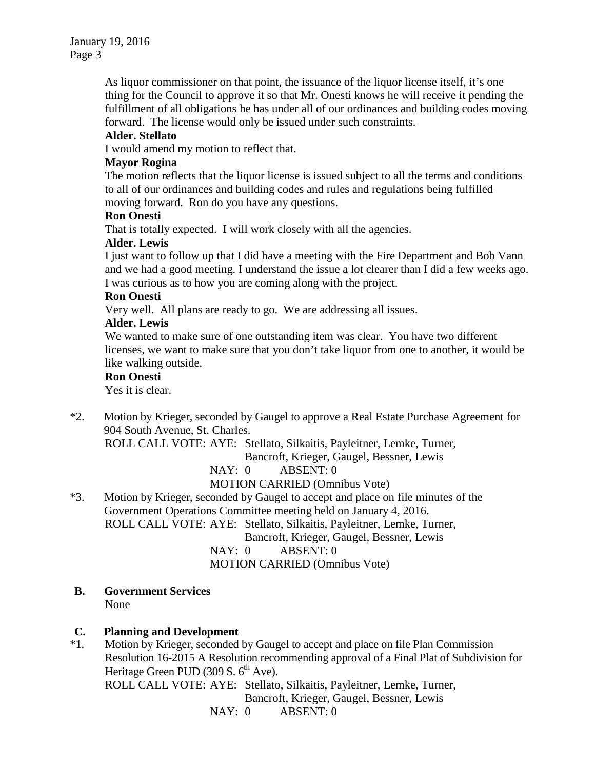As liquor commissioner on that point, the issuance of the liquor license itself, it's one thing for the Council to approve it so that Mr. Onesti knows he will receive it pending the fulfillment of all obligations he has under all of our ordinances and building codes moving forward. The license would only be issued under such constraints.

**Alder. Stellato**

I would amend my motion to reflect that.

**Mayor Rogina**

The motion reflects that the liquor license is issued subject to all the terms and conditions to all of our ordinances and building codes and rules and regulations being fulfilled moving forward. Ron do you have any questions.

**Ron Onesti**

That is totally expected. I will work closely with all the agencies.

**Alder. Lewis**

I just want to follow up that I did have a meeting with the Fire Department and Bob Vann and we had a good meeting. I understand the issue a lot clearer than I did a few weeks ago. I was curious as to how you are coming along with the project.

**Ron Onesti**

Very well. All plans are ready to go. We are addressing all issues.

**Alder. Lewis**

We wanted to make sure of one outstanding item was clear. You have two different licenses, we want to make sure that you don't take liquor from one to another, it would be like walking outside.

**Ron Onesti**

Yes it is clear.

*2. Motion by Krieger, seconded by Gaugel to approve a Real Estate Purchase Agreement for 904 South Avenue, St. Charles.

ROLL CALL VOTE: AYE: Stellato, Silkaitis, Payleitner, Lemke, Turner, Bancroft, Krieger, Gaugel, Bessner, Lewis

NAY: 0 ABSENT: 0

MOTION CARRIED (Omnibus Vote)

*3. Motion by Krieger, seconded by Gaugel to accept and place on file minutes of the Government Operations Committee meeting held on January 4, 2016.

ROLL CALL VOTE: AYE: Stellato, Silkaitis, Payleitner, Lemke, Turner, Bancroft, Krieger, Gaugel, Bessner, Lewis

NAY: 0 ABSENT: 0

MOTION CARRIED (Omnibus Vote)

**B. Government Services**

None

**C. Planning and Development**

*1. Motion by Krieger, seconded by Gaugel to accept and place on file Plan Commission Resolution 16-2015 A Resolution recommending approval of a Final Plat of Subdivision for Heritage Green PUD (309 S. 6th Ave).

ROLL CALL VOTE: AYE: Stellato, Silkaitis, Payleitner, Lemke, Turner, Bancroft, Krieger, Gaugel, Bessner, Lewis

NAY: 0 ABSENT: 0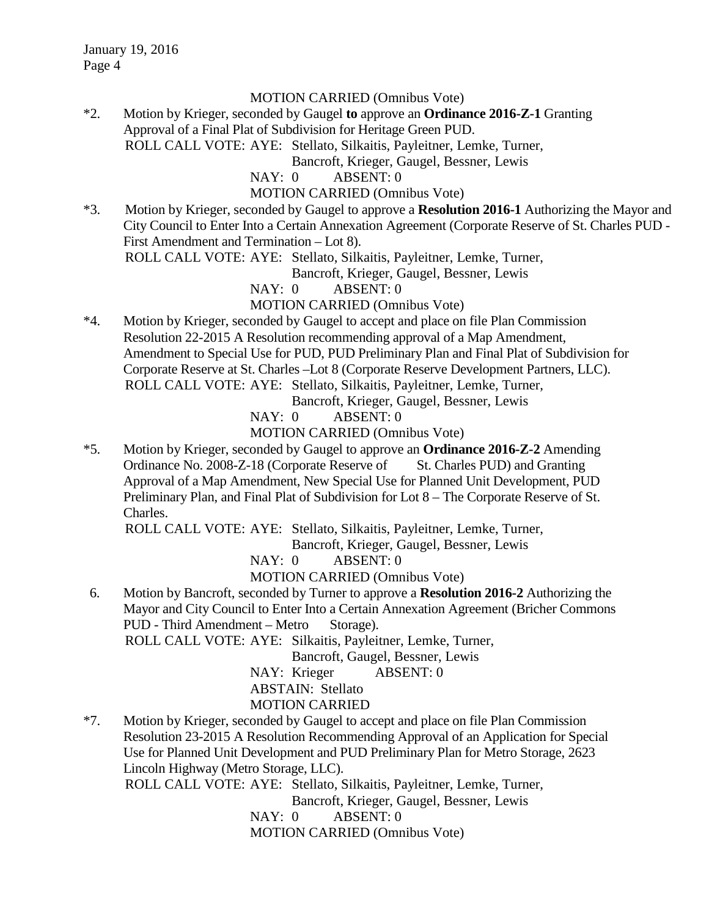MOTION CARRIED (Omnibus Vote)

*2. Motion by Krieger, seconded by Gaugel **to** approve an **Ordinance 2016-Z-1** Granting Approval of a Final Plat of Subdivision for Heritage Green PUD.

ROLL CALL VOTE: AYE: Stellato, Silkaitis, Payleitner, Lemke, Turner, Bancroft, Krieger, Gaugel, Bessner, Lewis

NAY: 0 ABSENT: 0

MOTION CARRIED (Omnibus Vote)

*3. Motion by Krieger, seconded by Gaugel to approve a **Resolution 2016-1** Authorizing the Mayor and City Council to Enter Into a Certain Annexation Agreement (Corporate Reserve of St. Charles PUD - First Amendment and Termination – Lot 8).

ROLL CALL VOTE: AYE: Stellato, Silkaitis, Payleitner, Lemke, Turner, Bancroft, Krieger, Gaugel, Bessner, Lewis

NAY: 0 ABSENT: 0

MOTION CARRIED (Omnibus Vote)

*4. Motion by Krieger, seconded by Gaugel to accept and place on file Plan Commission Resolution 22-2015 A Resolution recommending approval of a Map Amendment, Amendment to Special Use for PUD, PUD Preliminary Plan and Final Plat of Subdivision for Corporate Reserve at St. Charles –Lot 8 (Corporate Reserve Development Partners, LLC).

ROLL CALL VOTE: AYE: Stellato, Silkaitis, Payleitner, Lemke, Turner, Bancroft, Krieger, Gaugel, Bessner, Lewis

NAY: 0 ABSENT: 0

MOTION CARRIED (Omnibus Vote)

*5. Motion by Krieger, seconded by Gaugel to approve an **Ordinance 2016-Z-2** Amending Ordinance No. 2008-Z-18 (Corporate Reserve of St. Charles PUD) and Granting Approval of a Map Amendment, New Special Use for Planned Unit Development, PUD Preliminary Plan, and Final Plat of Subdivision for Lot 8 – The Corporate Reserve of St. Charles.

ROLL CALL VOTE: AYE: Stellato, Silkaitis, Payleitner, Lemke, Turner, Bancroft, Krieger, Gaugel, Bessner, Lewis

NAY: 0 ABSENT: 0

MOTION CARRIED (Omnibus Vote)

6. Motion by Bancroft, seconded by Turner to approve a **Resolution 2016-2** Authorizing the Mayor and City Council to Enter Into a Certain Annexation Agreement (Bricher Commons PUD - Third Amendment – Metro Storage).

ROLL CALL VOTE: AYE: Silkaitis, Payleitner, Lemke, Turner, Bancroft, Gaugel, Bessner, Lewis

NAY: Krieger ABSENT: 0

ABSTAIN: Stellato

MOTION CARRIED

*7. Motion by Krieger, seconded by Gaugel to accept and place on file Plan Commission Resolution 23-2015 A Resolution Recommending Approval of an Application for Special Use for Planned Unit Development and PUD Preliminary Plan for Metro Storage, 2623 Lincoln Highway (Metro Storage, LLC).

ROLL CALL VOTE: AYE: Stellato, Silkaitis, Payleitner, Lemke, Turner, Bancroft, Krieger, Gaugel, Bessner, Lewis

NAY: 0 ABSENT: 0

MOTION CARRIED (Omnibus Vote)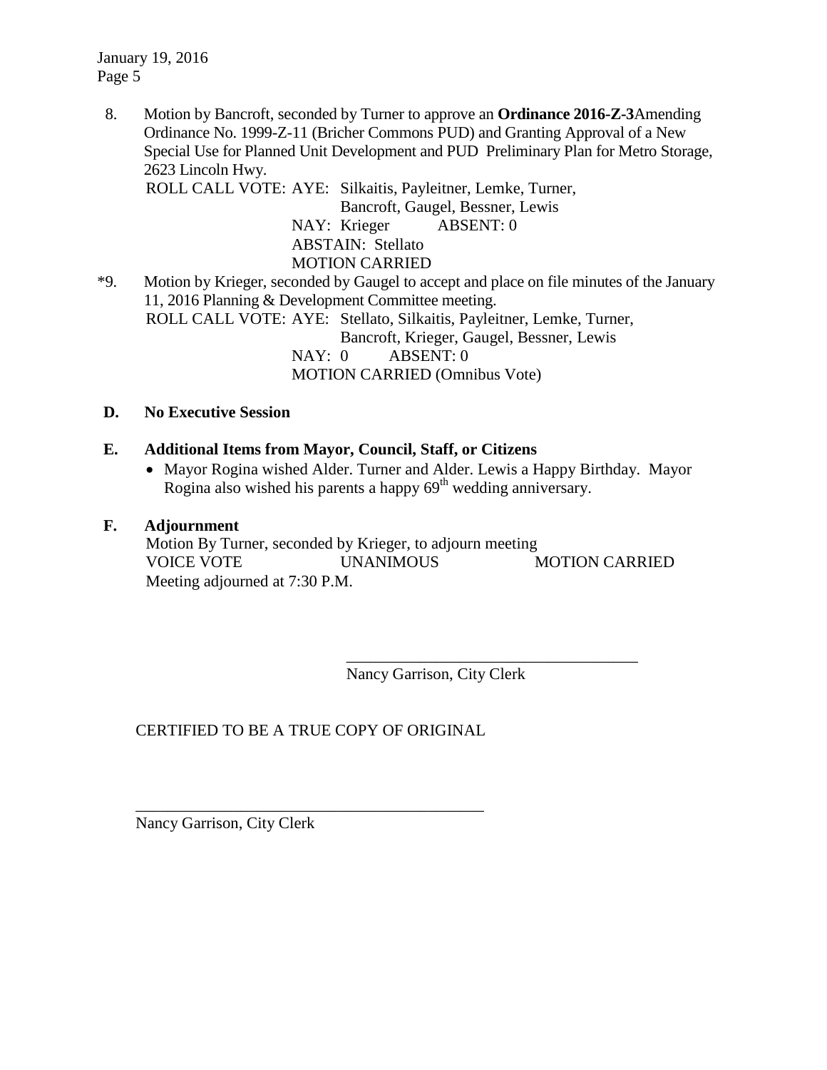8. Motion by Bancroft, seconded by Turner to approve an **Ordinance 2016-Z-3**Amending Ordinance No. 1999-Z-11 (Bricher Commons PUD) and Granting Approval of a New Special Use for Planned Unit Development and PUD Preliminary Plan for Metro Storage, 2623 Lincoln Hwy.

   ROLL CALL VOTE: AYE: Silkaitis, Payleitner, Lemke, Turner, Bancroft, Gaugel, Bessner, Lewis
   NAY: Krieger ABSENT: 0
   ABSTAIN: Stellato
   MOTION CARRIED

*9. Motion by Krieger, seconded by Gaugel to accept and place on file minutes of the January 11, 2016 Planning & Development Committee meeting.

   ROLL CALL VOTE: AYE: Stellato, Silkaitis, Payleitner, Lemke, Turner, Bancroft, Krieger, Gaugel, Bessner, Lewis
   NAY: 0 ABSENT: 0
   MOTION CARRIED (Omnibus Vote)

**D. No Executive Session**

**E. Additional Items from Mayor, Council, Staff, or Citizens**

- Mayor Rogina wished Alder. Turner and Alder. Lewis a Happy Birthday. Mayor Rogina also wished his parents a happy 69th wedding anniversary.

**F. Adjournment**

Motion By Turner, seconded by Krieger, to adjourn meeting
VOICE VOTE UNANIMOUS MOTION CARRIED
Meeting adjourned at 7:30 P.M.

\_\_\_\_\_\_\_\_\_\_\_\_\_\_\_\_\_\_\_\_\_\_\_\_\_\_\_\_\_\_\_\_\_\_\_\_
Nancy Garrison, City Clerk

CERTIFIED TO BE A TRUE COPY OF ORIGINAL

\_\_\_\_\_\_\_\_\_\_\_\_\_\_\_\_\_\_\_\_\_\_\_\_\_\_\_\_\_\_\_\_\_\_\_\_
Nancy Garrison, City Clerk